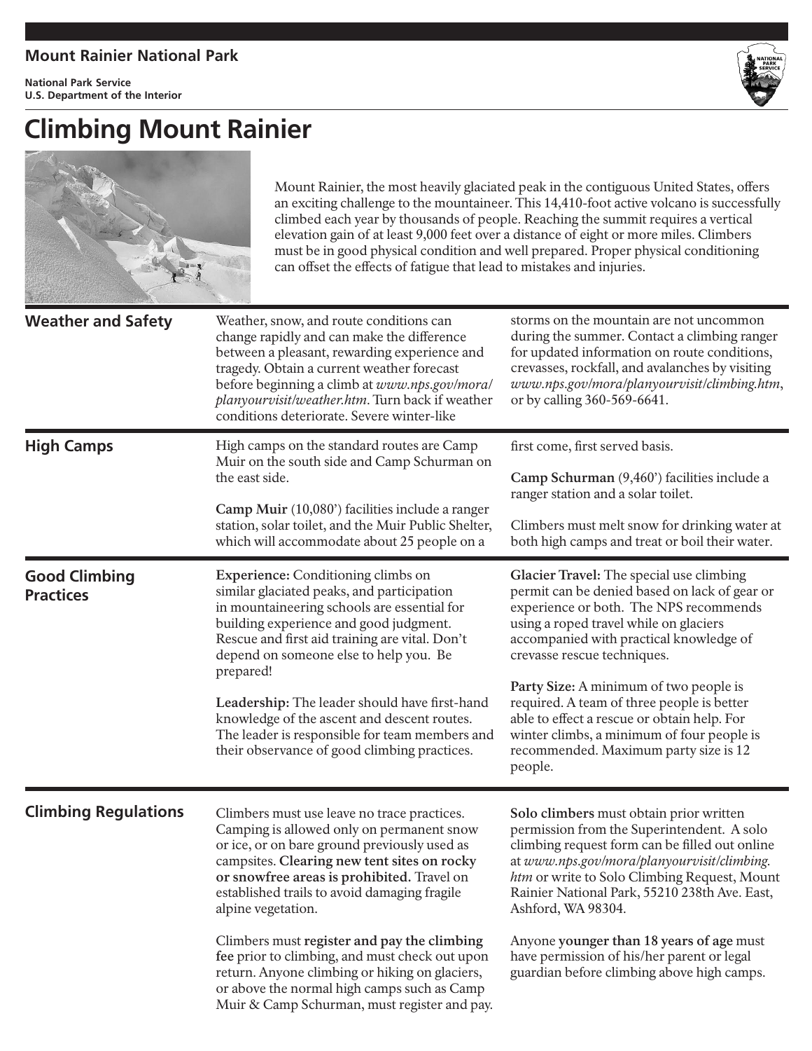Mount Rainier National Park

National Park Service
U.S. Department of the Interior

# Climbing Mount Rainier

Mount Rainier, the most heavily glaciated peak in the contiguous United States, offers an exciting challenge to the mountaineer. This 14,410-foot active volcano is successfully climbed each year by thousands of people. Reaching the summit requires a vertical elevation gain of at least 9,000 feet over a distance of eight or more miles. Climbers must be in good physical condition and well prepared. Proper physical conditioning can offset the effects of fatigue that lead to mistakes and injuries.

## Weather and Safety

Weather, snow, and route conditions can change rapidly and can make the difference between a pleasant, rewarding experience and tragedy. Obtain a current weather forecast before beginning a climb at *www.nps.gov/mora/planyourvisit/weather.htm*. Turn back if weather conditions deteriorate. Severe winter-like storms on the mountain are not uncommon during the summer. Contact a climbing ranger for updated information on route conditions, crevasses, rockfall, and avalanches by visiting *www.nps.gov/mora/planyourvisit/climbing.htm*, or by calling 360-569-6641.

## High Camps

High camps on the standard routes are Camp Muir on the south side and Camp Schurman on the east side.

**Camp Muir** (10,080') facilities include a ranger station, solar toilet, and the Muir Public Shelter, which will accommodate about 25 people on a first come, first served basis.

**Camp Schurman** (9,460') facilities include a ranger station and a solar toilet.

Climbers must melt snow for drinking water at both high camps and treat or boil their water.

## Good Climbing Practices

**Experience:** Conditioning climbs on similar glaciated peaks, and participation in mountaineering schools are essential for building experience and good judgment. Rescue and first aid training are vital. Don't depend on someone else to help you. Be prepared!

**Leadership:** The leader should have first-hand knowledge of the ascent and descent routes. The leader is responsible for team members and their observance of good climbing practices.

**Glacier Travel:** The special use climbing permit can be denied based on lack of gear or experience or both. The NPS recommends using a roped travel while on glaciers accompanied with practical knowledge of crevasse rescue techniques.

**Party Size:** A minimum of two people is required. A team of three people is better able to effect a rescue or obtain help. For winter climbs, a minimum of four people is recommended. Maximum party size is 12 people.

## Climbing Regulations

Climbers must use leave no trace practices. Camping is allowed only on permanent snow or ice, or on bare ground previously used as campsites. **Clearing new tent sites on rocky or snowfree areas is prohibited.** Travel on established trails to avoid damaging fragile alpine vegetation.

Climbers must **register and pay the climbing fee** prior to climbing, and must check out upon return. Anyone climbing or hiking on glaciers, or above the normal high camps such as Camp Muir & Camp Schurman, must register and pay.

**Solo climbers** must obtain prior written permission from the Superintendent. A solo climbing request form can be filled out online at *www.nps.gov/mora/planyourvisit/climbing.htm* or write to Solo Climbing Request, Mount Rainier National Park, 55210 238th Ave. East, Ashford, WA 98304.

Anyone **younger than 18 years of age** must have permission of his/her parent or legal guardian before climbing above high camps.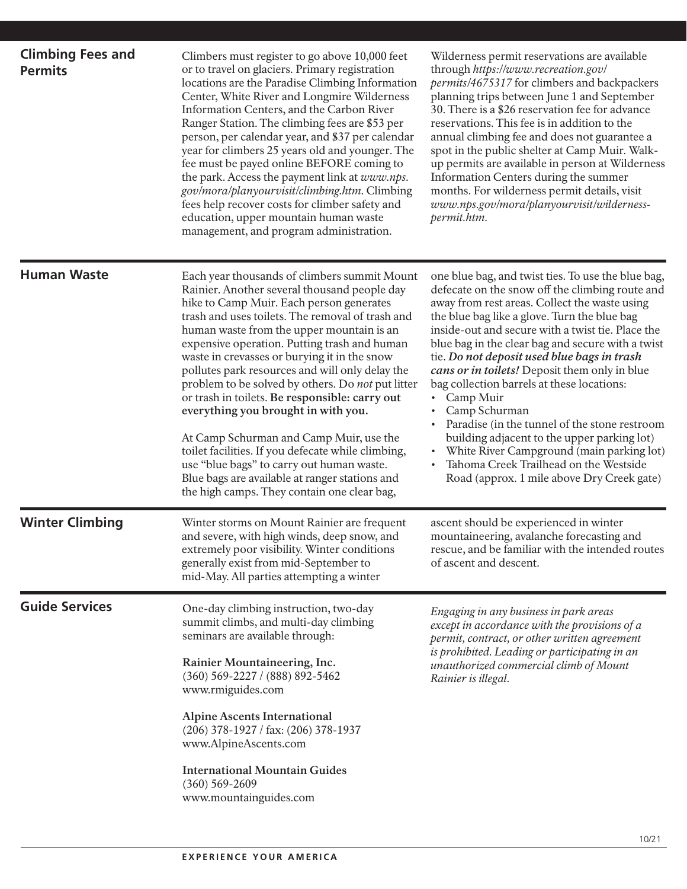## Climbing Fees and Permits

Climbers must register to go above 10,000 feet or to travel on glaciers. Primary registration locations are the Paradise Climbing Information Center, White River and Longmire Wilderness Information Centers, and the Carbon River Ranger Station. The climbing fees are $53 per person, per calendar year, and $37 per calendar year for climbers 25 years old and younger. The fee must be payed online BEFORE coming to the park. Access the payment link at *www.nps.gov/mora/planyourvisit/climbing.htm*. Climbing fees help recover costs for climber safety and education, upper mountain human waste management, and program administration.

Wilderness permit reservations are available through *https://www.recreation.gov/permits/4675317* for climbers and backpackers planning trips between June 1 and September 30. There is a $26 reservation fee for advance reservations. This fee is in addition to the annual climbing fee and does not guarantee a spot in the public shelter at Camp Muir. Walk-up permits are available in person at Wilderness Information Centers during the summer months. For wilderness permit details, visit *www.nps.gov/mora/planyourvisit/wilderness-permit.htm*.

## Human Waste

Each year thousands of climbers summit Mount Rainier. Another several thousand people day hike to Camp Muir. Each person generates trash and uses toilets. The removal of trash and human waste from the upper mountain is an expensive operation. Putting trash and human waste in crevasses or burying it in the snow pollutes park resources and will only delay the problem to be solved by others. Do *not* put litter or trash in toilets. **Be responsible: carry out everything you brought in with you.**

At Camp Schurman and Camp Muir, use the toilet facilities. If you defecate while climbing, use "blue bags" to carry out human waste. Blue bags are available at ranger stations and the high camps. They contain one clear bag, one blue bag, and twist ties. To use the blue bag, defecate on the snow off the climbing route and away from rest areas. Collect the waste using the blue bag like a glove. Turn the blue bag inside-out and secure with a twist tie. Place the blue bag in the clear bag and secure with a twist tie. ***Do not deposit used blue bags in trash cans or in toilets!*** Deposit them only in blue bag collection barrels at these locations:

- Camp Muir
- Camp Schurman
- Paradise (in the tunnel of the stone restroom building adjacent to the upper parking lot)
- White River Campground (main parking lot)
- Tahoma Creek Trailhead on the Westside Road (approx. 1 mile above Dry Creek gate)

## Winter Climbing

Winter storms on Mount Rainier are frequent and severe, with high winds, deep snow, and extremely poor visibility. Winter conditions generally exist from mid-September to mid-May. All parties attempting a winter ascent should be experienced in winter mountaineering, avalanche forecasting and rescue, and be familiar with the intended routes of ascent and descent.

## Guide Services

One-day climbing instruction, two-day summit climbs, and multi-day climbing seminars are available through:

**Rainier Mountaineering, Inc.**
(360) 569-2227 / (888) 892-5462
www.rmiguides.com

**Alpine Ascents International**
(206) 378-1927 / fax: (206) 378-1937
www.AlpineAscents.com

**International Mountain Guides**
(360) 569-2609
www.mountainguides.com

*Engaging in any business in park areas except in accordance with the provisions of a permit, contract, or other written agreement is prohibited. Leading or participating in an unauthorized commercial climb of Mount Rainier is illegal.*

10/21